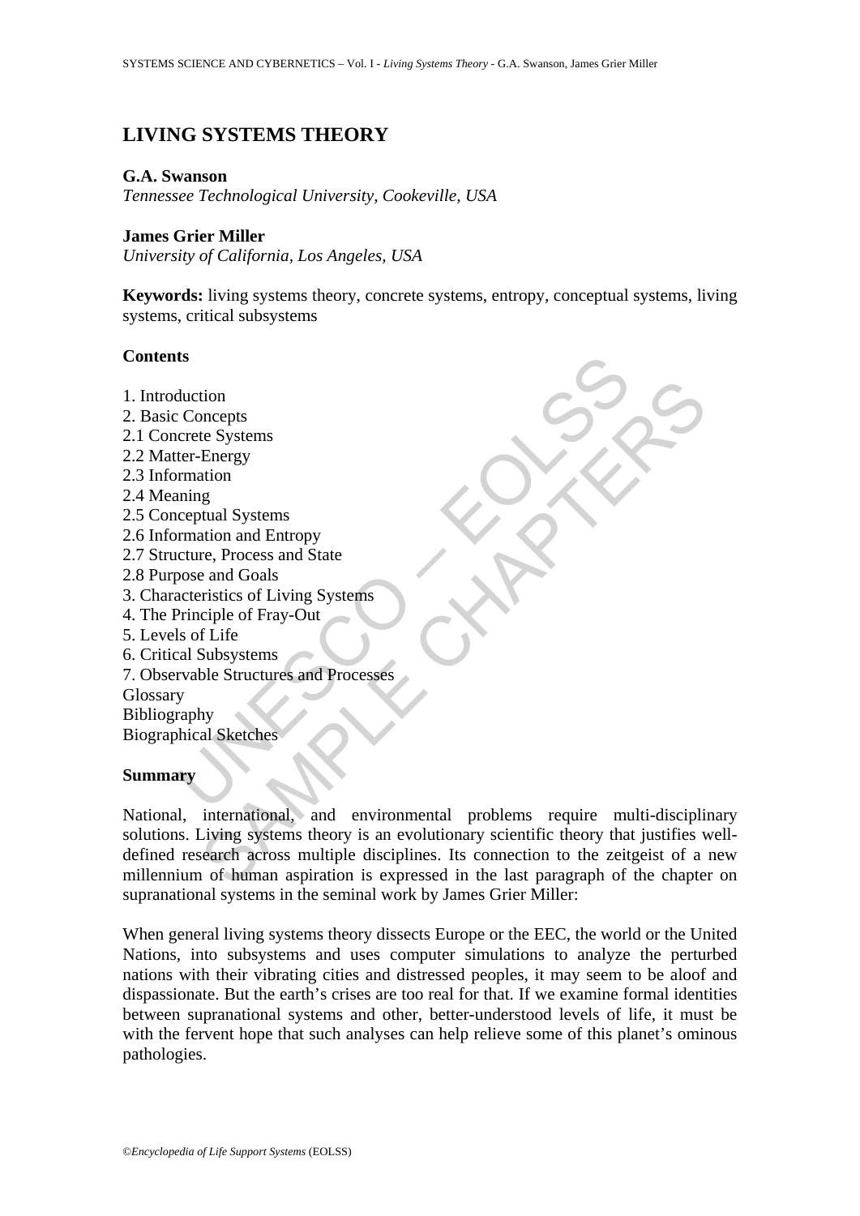# LIVING SYSTEMS THEORY

**G.A. Swanson**
*Tennessee Technological University, Cookeville, USA*

**James Grier Miller**
*University of California, Los Angeles, USA*

**Keywords:** living systems theory, concrete systems, entropy, conceptual systems, living systems, critical subsystems

## Contents

1. Introduction
2. Basic Concepts
2.1 Concrete Systems
2.2 Matter-Energy
2.3 Information
2.4 Meaning
2.5 Conceptual Systems
2.6 Information and Entropy
2.7 Structure, Process and State
2.8 Purpose and Goals
3. Characteristics of Living Systems
4. The Principle of Fray-Out
5. Levels of Life
6. Critical Subsystems
7. Observable Structures and Processes

Glossary
Bibliography
Biographical Sketches

## Summary

National, international, and environmental problems require multi-disciplinary solutions. Living systems theory is an evolutionary scientific theory that justifies well-defined research across multiple disciplines. Its connection to the zeitgeist of a new millennium of human aspiration is expressed in the last paragraph of the chapter on supranational systems in the seminal work by James Grier Miller:

When general living systems theory dissects Europe or the EEC, the world or the United Nations, into subsystems and uses computer simulations to analyze the perturbed nations with their vibrating cities and distressed peoples, it may seem to be aloof and dispassionate. But the earth's crises are too real for that. If we examine formal identities between supranational systems and other, better-understood levels of life, it must be with the fervent hope that such analyses can help relieve some of this planet's ominous pathologies.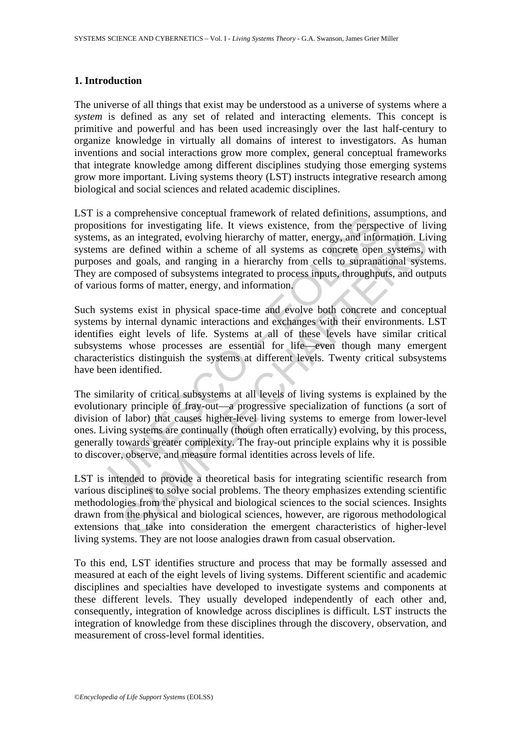## 1. Introduction

The universe of all things that exist may be understood as a universe of systems where a *system* is defined as any set of related and interacting elements. This concept is primitive and powerful and has been used increasingly over the last half-century to organize knowledge in virtually all domains of interest to investigators. As human inventions and social interactions grow more complex, general conceptual frameworks that integrate knowledge among different disciplines studying those emerging systems grow more important. Living systems theory (LST) instructs integrative research among biological and social sciences and related academic disciplines.

LST is a comprehensive conceptual framework of related definitions, assumptions, and propositions for investigating life. It views existence, from the perspective of living systems, as an integrated, evolving hierarchy of matter, energy, and information. Living systems are defined within a scheme of all systems as concrete open systems, with purposes and goals, and ranging in a hierarchy from cells to supranational systems. They are composed of subsystems integrated to process inputs, throughputs, and outputs of various forms of matter, energy, and information.

Such systems exist in physical space-time and evolve both concrete and conceptual systems by internal dynamic interactions and exchanges with their environments. LST identifies eight levels of life. Systems at all of these levels have similar critical subsystems whose processes are essential for life—even though many emergent characteristics distinguish the systems at different levels. Twenty critical subsystems have been identified.

The similarity of critical subsystems at all levels of living systems is explained by the evolutionary principle of fray-out—a progressive specialization of functions (a sort of division of labor) that causes higher-level living systems to emerge from lower-level ones. Living systems are continually (though often erratically) evolving, by this process, generally towards greater complexity. The fray-out principle explains why it is possible to discover, observe, and measure formal identities across levels of life.

LST is intended to provide a theoretical basis for integrating scientific research from various disciplines to solve social problems. The theory emphasizes extending scientific methodologies from the physical and biological sciences to the social sciences. Insights drawn from the physical and biological sciences, however, are rigorous methodological extensions that take into consideration the emergent characteristics of higher-level living systems. They are not loose analogies drawn from casual observation.

To this end, LST identifies structure and process that may be formally assessed and measured at each of the eight levels of living systems. Different scientific and academic disciplines and specialties have developed to investigate systems and components at these different levels. They usually developed independently of each other and, consequently, integration of knowledge across disciplines is difficult. LST instructs the integration of knowledge from these disciplines through the discovery, observation, and measurement of cross-level formal identities.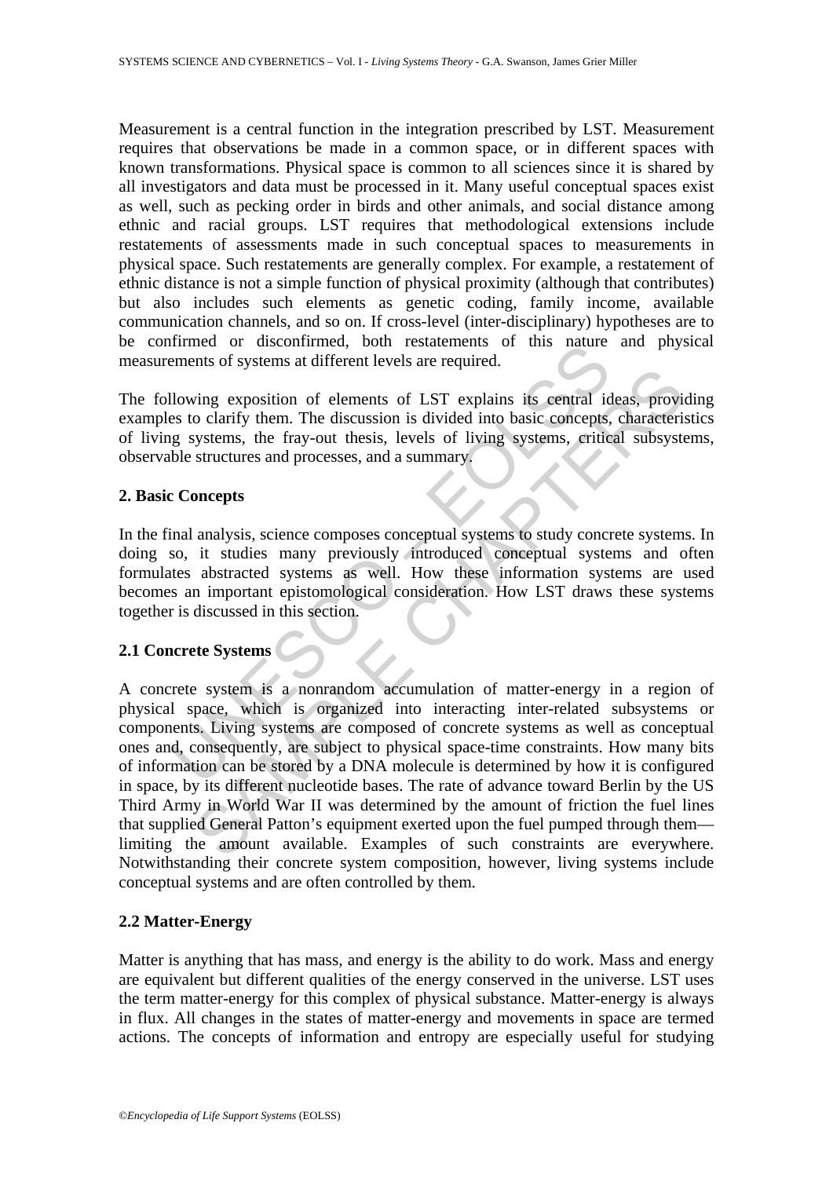Measurement is a central function in the integration prescribed by LST. Measurement requires that observations be made in a common space, or in different spaces with known transformations. Physical space is common to all sciences since it is shared by all investigators and data must be processed in it. Many useful conceptual spaces exist as well, such as pecking order in birds and other animals, and social distance among ethnic and racial groups. LST requires that methodological extensions include restatements of assessments made in such conceptual spaces to measurements in physical space. Such restatements are generally complex. For example, a restatement of ethnic distance is not a simple function of physical proximity (although that contributes) but also includes such elements as genetic coding, family income, available communication channels, and so on. If cross-level (inter-disciplinary) hypotheses are to be confirmed or disconfirmed, both restatements of this nature and physical measurements of systems at different levels are required.

The following exposition of elements of LST explains its central ideas, providing examples to clarify them. The discussion is divided into basic concepts, characteristics of living systems, the fray-out thesis, levels of living systems, critical subsystems, observable structures and processes, and a summary.

## 2. Basic Concepts

In the final analysis, science composes conceptual systems to study concrete systems. In doing so, it studies many previously introduced conceptual systems and often formulates abstracted systems as well. How these information systems are used becomes an important epistomological consideration. How LST draws these systems together is discussed in this section.

### 2.1 Concrete Systems

A concrete system is a nonrandom accumulation of matter-energy in a region of physical space, which is organized into interacting inter-related subsystems or components. Living systems are composed of concrete systems as well as conceptual ones and, consequently, are subject to physical space-time constraints. How many bits of information can be stored by a DNA molecule is determined by how it is configured in space, by its different nucleotide bases. The rate of advance toward Berlin by the US Third Army in World War II was determined by the amount of friction the fuel lines that supplied General Patton's equipment exerted upon the fuel pumped through them—limiting the amount available. Examples of such constraints are everywhere. Notwithstanding their concrete system composition, however, living systems include conceptual systems and are often controlled by them.

### 2.2 Matter-Energy

Matter is anything that has mass, and energy is the ability to do work. Mass and energy are equivalent but different qualities of the energy conserved in the universe. LST uses the term matter-energy for this complex of physical substance. Matter-energy is always in flux. All changes in the states of matter-energy and movements in space are termed actions. The concepts of information and entropy are especially useful for studying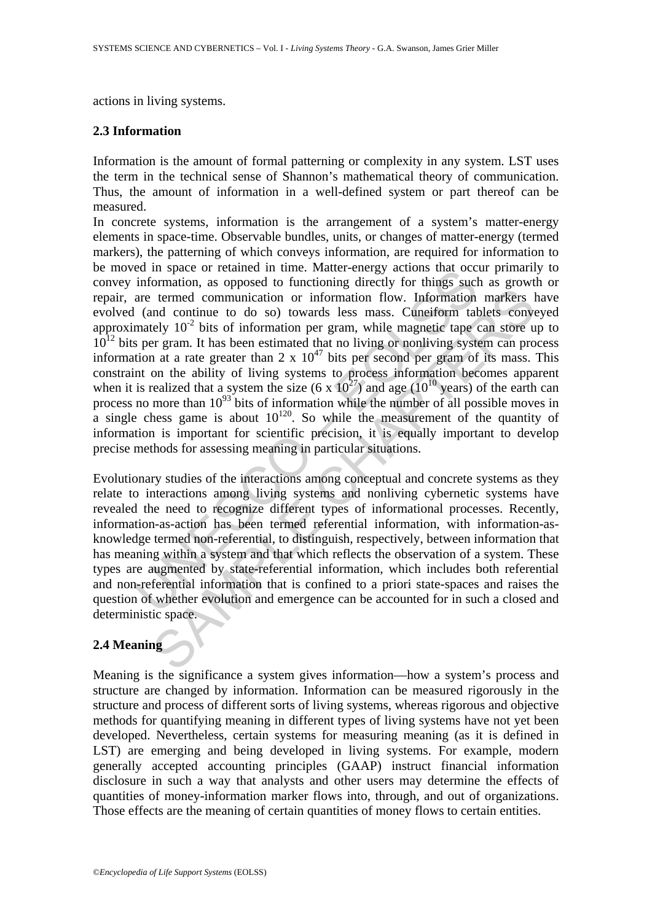actions in living systems.

## 2.3 Information

Information is the amount of formal patterning or complexity in any system. LST uses the term in the technical sense of Shannon's mathematical theory of communication. Thus, the amount of information in a well-defined system or part thereof can be measured.

In concrete systems, information is the arrangement of a system's matter-energy elements in space-time. Observable bundles, units, or changes of matter-energy (termed markers), the patterning of which conveys information, are required for information to be moved in space or retained in time. Matter-energy actions that occur primarily to convey information, as opposed to functioning directly for things such as growth or repair, are termed communication or information flow. Information markers have evolved (and continue to do so) towards less mass. Cuneiform tablets conveyed approximately $10^{-2}$ bits of information per gram, while magnetic tape can store up to $10^{12}$ bits per gram. It has been estimated that no living or nonliving system can process information at a rate greater than $2 \times 10^{47}$ bits per second per gram of its mass. This constraint on the ability of living systems to process information becomes apparent when it is realized that a system the size ($6 \times 10^{27}$) and age ($10^{10}$ years) of the earth can process no more than $10^{93}$ bits of information while the number of all possible moves in a single chess game is about $10^{120}$. So while the measurement of the quantity of information is important for scientific precision, it is equally important to develop precise methods for assessing meaning in particular situations.

Evolutionary studies of the interactions among conceptual and concrete systems as they relate to interactions among living systems and nonliving cybernetic systems have revealed the need to recognize different types of informational processes. Recently, information-as-action has been termed referential information, with information-as-knowledge termed non-referential, to distinguish, respectively, between information that has meaning within a system and that which reflects the observation of a system. These types are augmented by state-referential information, which includes both referential and non-referential information that is confined to a priori state-spaces and raises the question of whether evolution and emergence can be accounted for in such a closed and deterministic space.

## 2.4 Meaning

Meaning is the significance a system gives information—how a system's process and structure are changed by information. Information can be measured rigorously in the structure and process of different sorts of living systems, whereas rigorous and objective methods for quantifying meaning in different types of living systems have not yet been developed. Nevertheless, certain systems for measuring meaning (as it is defined in LST) are emerging and being developed in living systems. For example, modern generally accepted accounting principles (GAAP) instruct financial information disclosure in such a way that analysts and other users may determine the effects of quantities of money-information marker flows into, through, and out of organizations. Those effects are the meaning of certain quantities of money flows to certain entities.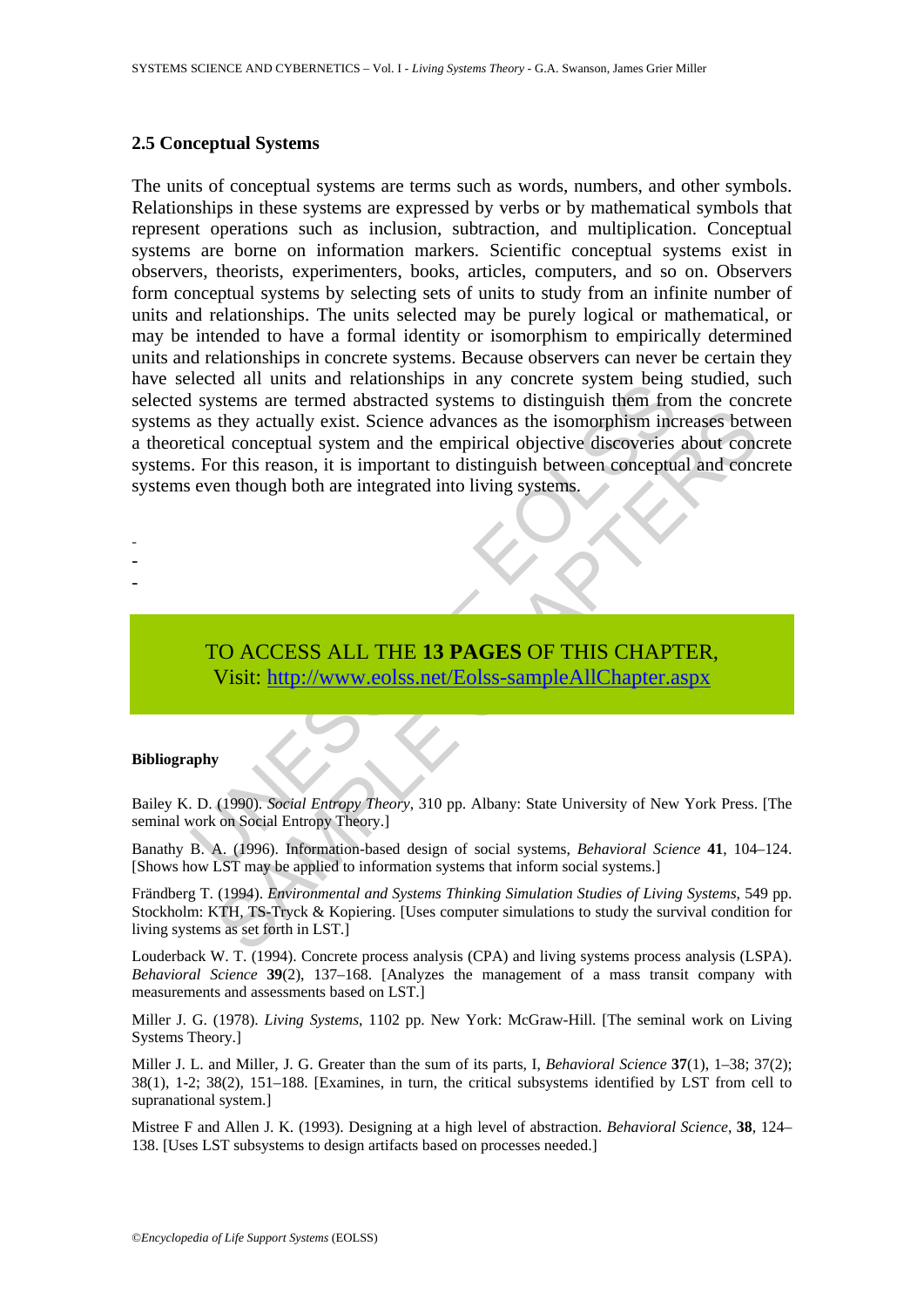### 2.5 Conceptual Systems

The units of conceptual systems are terms such as words, numbers, and other symbols. Relationships in these systems are expressed by verbs or by mathematical symbols that represent operations such as inclusion, subtraction, and multiplication. Conceptual systems are borne on information markers. Scientific conceptual systems exist in observers, theorists, experimenters, books, articles, computers, and so on. Observers form conceptual systems by selecting sets of units to study from an infinite number of units and relationships. The units selected may be purely logical or mathematical, or may be intended to have a formal identity or isomorphism to empirically determined units and relationships in concrete systems. Because observers can never be certain they have selected all units and relationships in any concrete system being studied, such selected systems are termed abstracted systems to distinguish them from the concrete systems as they actually exist. Science advances as the isomorphism increases between a theoretical conceptual system and the empirical objective discoveries about concrete systems. For this reason, it is important to distinguish between conceptual and concrete systems even though both are integrated into living systems.

-
-
-

TO ACCESS ALL THE **13 PAGES** OF THIS CHAPTER,
Visit: [http://www.eolss.net/Eolss-sampleAllChapter.aspx](http://www.eolss.net/Eolss-sampleAllChapter.aspx)

**Bibliography**

Bailey K. D. (1990). *Social Entropy Theory*, 310 pp. Albany: State University of New York Press. [The seminal work on Social Entropy Theory.]

Banathy B. A. (1996). Information-based design of social systems, *Behavioral Science* **41**, 104–124. [Shows how LST may be applied to information systems that inform social systems.]

Frändberg T. (1994). *Environmental and Systems Thinking Simulation Studies of Living Systems*, 549 pp. Stockholm: KTH, TS-Tryck & Kopiering. [Uses computer simulations to study the survival condition for living systems as set forth in LST.]

Louderback W. T. (1994). Concrete process analysis (CPA) and living systems process analysis (LSPA). *Behavioral Science* **39**(2), 137–168. [Analyzes the management of a mass transit company with measurements and assessments based on LST.]

Miller J. G. (1978). *Living Systems*, 1102 pp. New York: McGraw-Hill. [The seminal work on Living Systems Theory.]

Miller J. L. and Miller, J. G. Greater than the sum of its parts, I, *Behavioral Science* **37**(1), 1–38; 37(2); 38(1), 1-2; 38(2), 151–188. [Examines, in turn, the critical subsystems identified by LST from cell to supranational system.]

Mistree F and Allen J. K. (1993). Designing at a high level of abstraction. *Behavioral Science*, **38**, 124–138. [Uses LST subsystems to design artifacts based on processes needed.]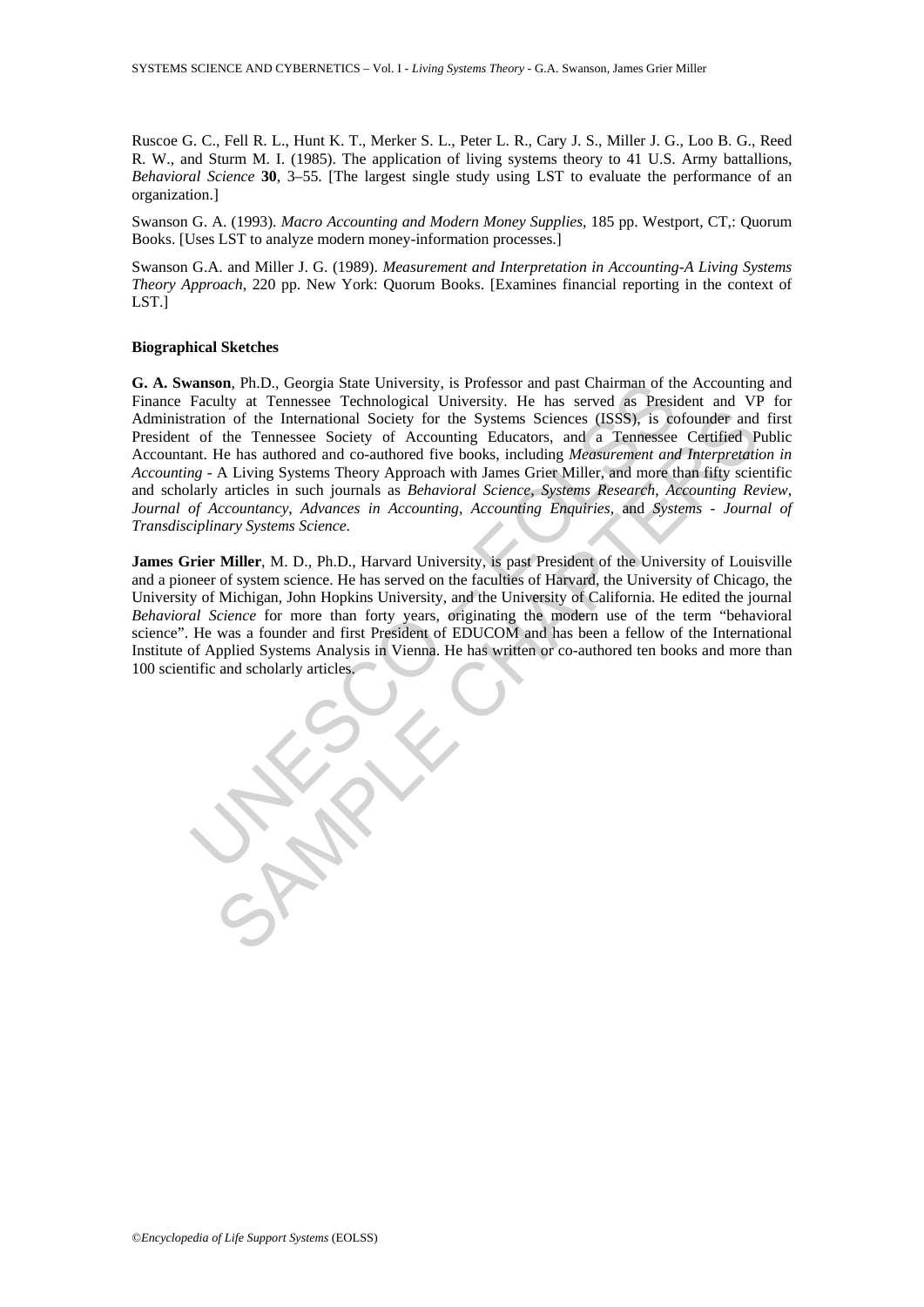Ruscoe G. C., Fell R. L., Hunt K. T., Merker S. L., Peter L. R., Cary J. S., Miller J. G., Loo B. G., Reed R. W., and Sturm M. I. (1985). The application of living systems theory to 41 U.S. Army battallions, *Behavioral Science* **30**, 3–55. [The largest single study using LST to evaluate the performance of an organization.]

Swanson G. A. (1993). *Macro Accounting and Modern Money Supplies*, 185 pp. Westport, CT,: Quorum Books. [Uses LST to analyze modern money-information processes.]

Swanson G.A. and Miller J. G. (1989). *Measurement and Interpretation in Accounting-A Living Systems Theory Approach*, 220 pp. New York: Quorum Books. [Examines financial reporting in the context of LST.]

#### Biographical Sketches

**G. A. Swanson**, Ph.D., Georgia State University, is Professor and past Chairman of the Accounting and Finance Faculty at Tennessee Technological University. He has served as President and VP for Administration of the International Society for the Systems Sciences (ISSS), is cofounder and first President of the Tennessee Society of Accounting Educators, and a Tennessee Certified Public Accountant. He has authored and co-authored five books, including *Measurement and Interpretation in Accounting* - A Living Systems Theory Approach with James Grier Miller, and more than fifty scientific and scholarly articles in such journals as *Behavioral Science*, *Systems Research*, *Accounting Review*, *Journal of Accountancy*, *Advances in Accounting*, *Accounting Enquiries*, and *Systems - Journal of Transdisciplinary Systems Science*.

**James Grier Miller**, M. D., Ph.D., Harvard University, is past President of the University of Louisville and a pioneer of system science. He has served on the faculties of Harvard, the University of Chicago, the University of Michigan, John Hopkins University, and the University of California. He edited the journal *Behavioral Science* for more than forty years, originating the modern use of the term "behavioral science". He was a founder and first President of EDUCOM and has been a fellow of the International Institute of Applied Systems Analysis in Vienna. He has written or co-authored ten books and more than 100 scientific and scholarly articles.